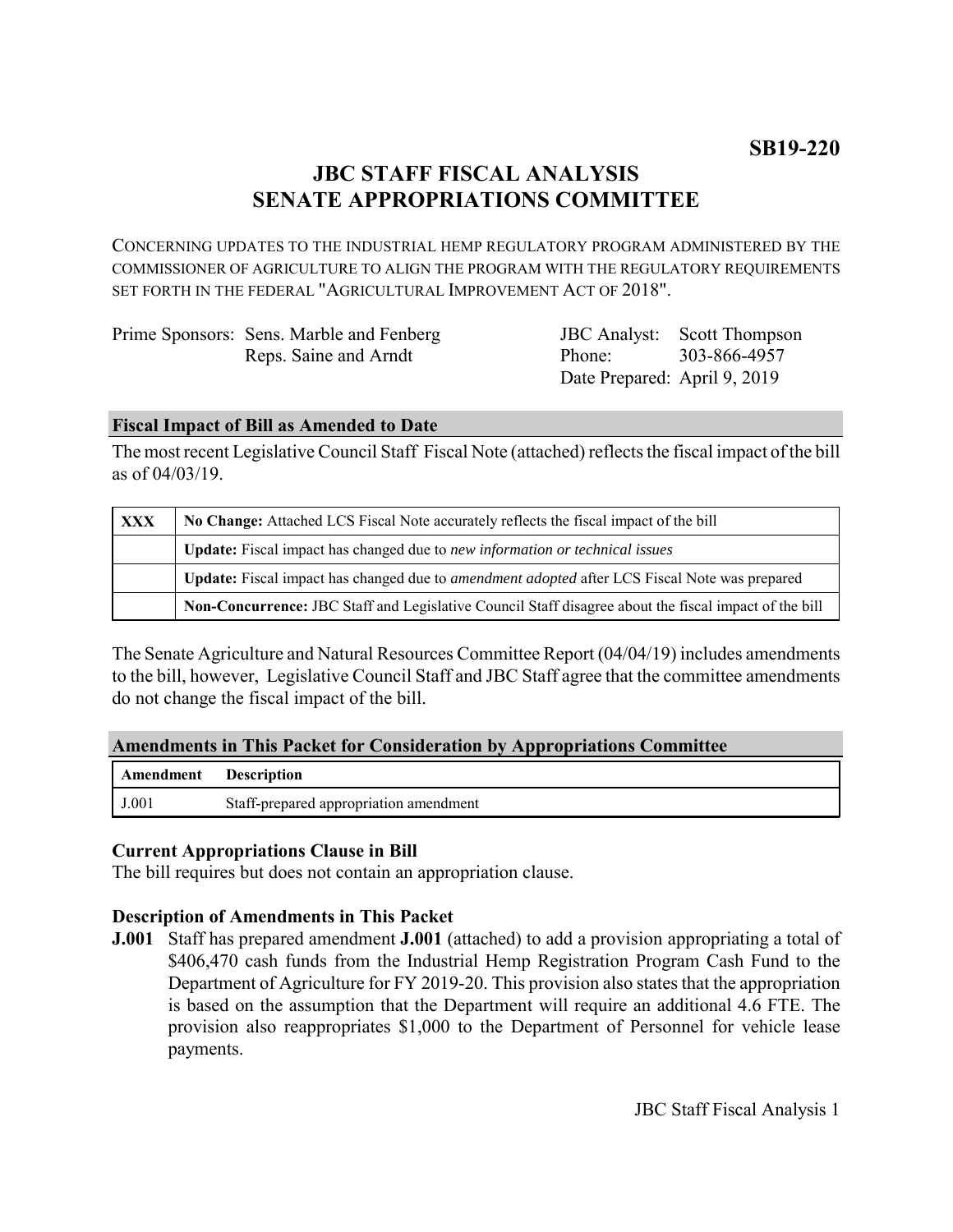**SB19-220**

# JBC STAFF FISCAL ANALYSIS
# SENATE APPROPRIATIONS COMMITTEE

CONCERNING UPDATES TO THE INDUSTRIAL HEMP REGULATORY PROGRAM ADMINISTERED BY THE COMMISSIONER OF AGRICULTURE TO ALIGN THE PROGRAM WITH THE REGULATORY REQUIREMENTS SET FORTH IN THE FEDERAL "AGRICULTURAL IMPROVEMENT ACT OF 2018".

Prime Sponsors: Sens. Marble and Fenberg
Reps. Saine and Arndt

JBC Analyst: Scott Thompson
Phone: 303-866-4957
Date Prepared: April 9, 2019

## Fiscal Impact of Bill as Amended to Date

The most recent Legislative Council Staff Fiscal Note (attached) reflects the fiscal impact of the bill as of 04/03/19.

| | |
|---|---|
| XXX | **No Change:** Attached LCS Fiscal Note accurately reflects the fiscal impact of the bill |
| | **Update:** Fiscal impact has changed due to *new information or technical issues* |
| | **Update:** Fiscal impact has changed due to *amendment adopted* after LCS Fiscal Note was prepared |
| | **Non-Concurrence:** JBC Staff and Legislative Council Staff disagree about the fiscal impact of the bill |

The Senate Agriculture and Natural Resources Committee Report (04/04/19) includes amendments to the bill, however, Legislative Council Staff and JBC Staff agree that the committee amendments do not change the fiscal impact of the bill.

## Amendments in This Packet for Consideration by Appropriations Committee

| Amendment | Description |
|---|---|
| J.001 | Staff-prepared appropriation amendment |

### Current Appropriations Clause in Bill

The bill requires but does not contain an appropriation clause.

### Description of Amendments in This Packet

**J.001** Staff has prepared amendment **J.001** (attached) to add a provision appropriating a total of \$406,470 cash funds from the Industrial Hemp Registration Program Cash Fund to the Department of Agriculture for FY 2019-20. This provision also states that the appropriation is based on the assumption that the Department will require an additional 4.6 FTE. The provision also reappropriates \$1,000 to the Department of Personnel for vehicle lease payments.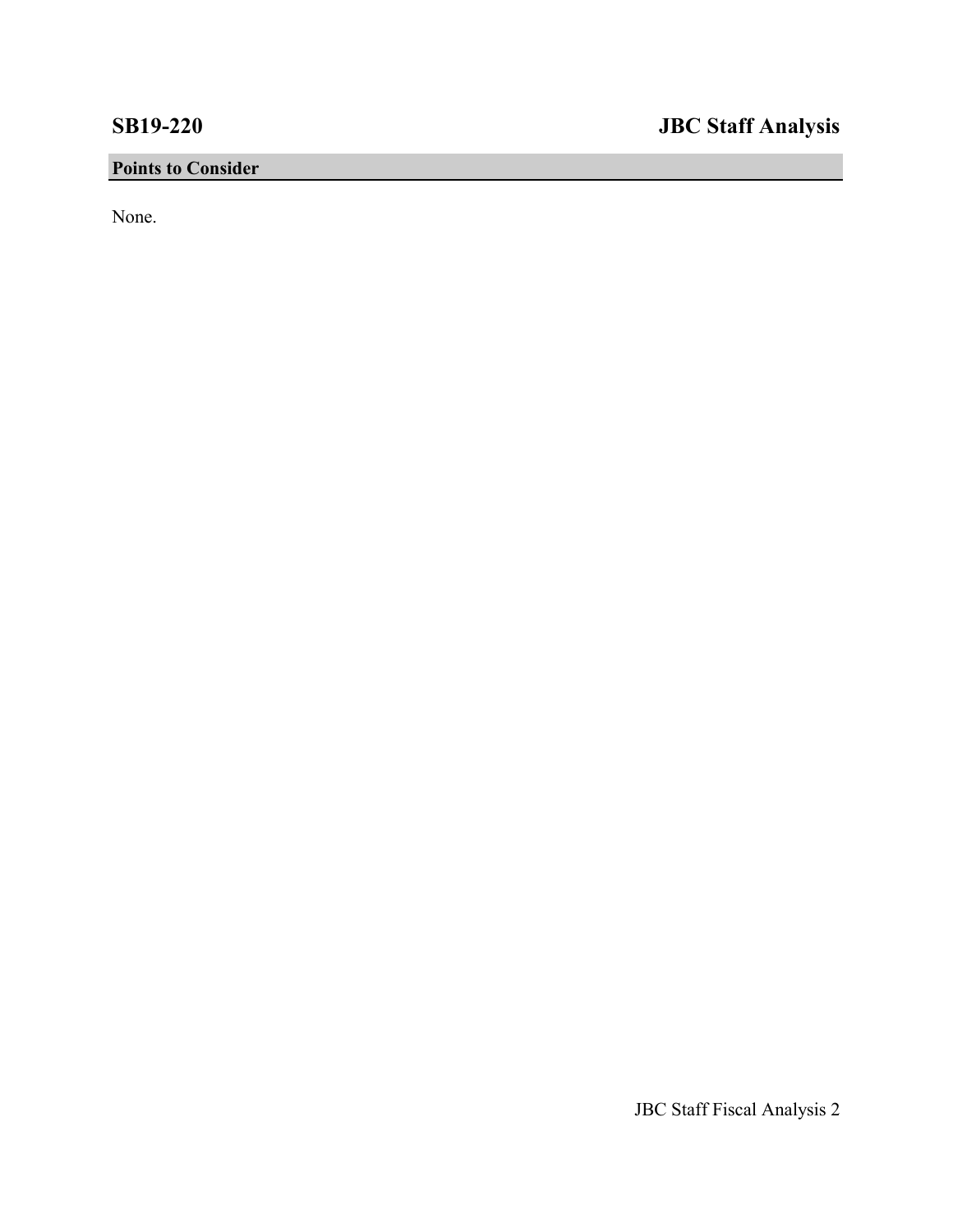## Points to Consider

None.